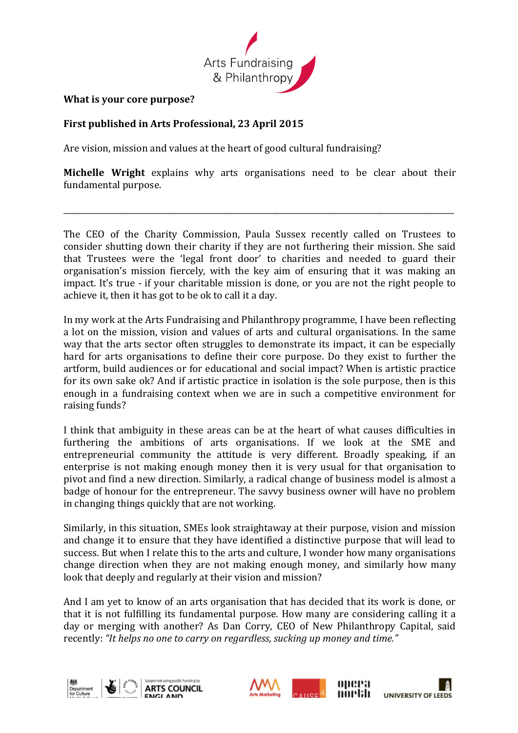**What is your core purpose?**

**First published in Arts Professional, 23 April 2015**

Are vision, mission and values at the heart of good cultural fundraising?

**Michelle Wright** explains why arts organisations need to be clear about their fundamental purpose.

---

The CEO of the Charity Commission, Paula Sussex recently called on Trustees to consider shutting down their charity if they are not furthering their mission. She said that Trustees were the 'legal front door' to charities and needed to guard their organisation's mission fiercely, with the key aim of ensuring that it was making an impact. It's true - if your charitable mission is done, or you are not the right people to achieve it, then it has got to be ok to call it a day.

In my work at the Arts Fundraising and Philanthropy programme, I have been reflecting a lot on the mission, vision and values of arts and cultural organisations. In the same way that the arts sector often struggles to demonstrate its impact, it can be especially hard for arts organisations to define their core purpose. Do they exist to further the artform, build audiences or for educational and social impact? When is artistic practice for its own sake ok? And if artistic practice in isolation is the sole purpose, then is this enough in a fundraising context when we are in such a competitive environment for raising funds?

I think that ambiguity in these areas can be at the heart of what causes difficulties in furthering the ambitions of arts organisations. If we look at the SME and entrepreneurial community the attitude is very different. Broadly speaking, if an enterprise is not making enough money then it is very usual for that organisation to pivot and find a new direction. Similarly, a radical change of business model is almost a badge of honour for the entrepreneur. The savvy business owner will have no problem in changing things quickly that are not working.

Similarly, in this situation, SMEs look straightaway at their purpose, vision and mission and change it to ensure that they have identified a distinctive purpose that will lead to success. But when I relate this to the arts and culture, I wonder how many organisations change direction when they are not making enough money, and similarly how many look that deeply and regularly at their vision and mission?

And I am yet to know of an arts organisation that has decided that its work is done, or that it is not fulfilling its fundamental purpose. How many are considering calling it a day or merging with another? As Dan Corry, CEO of New Philanthropy Capital, said recently: *"It helps no one to carry on regardless, sucking up money and time."*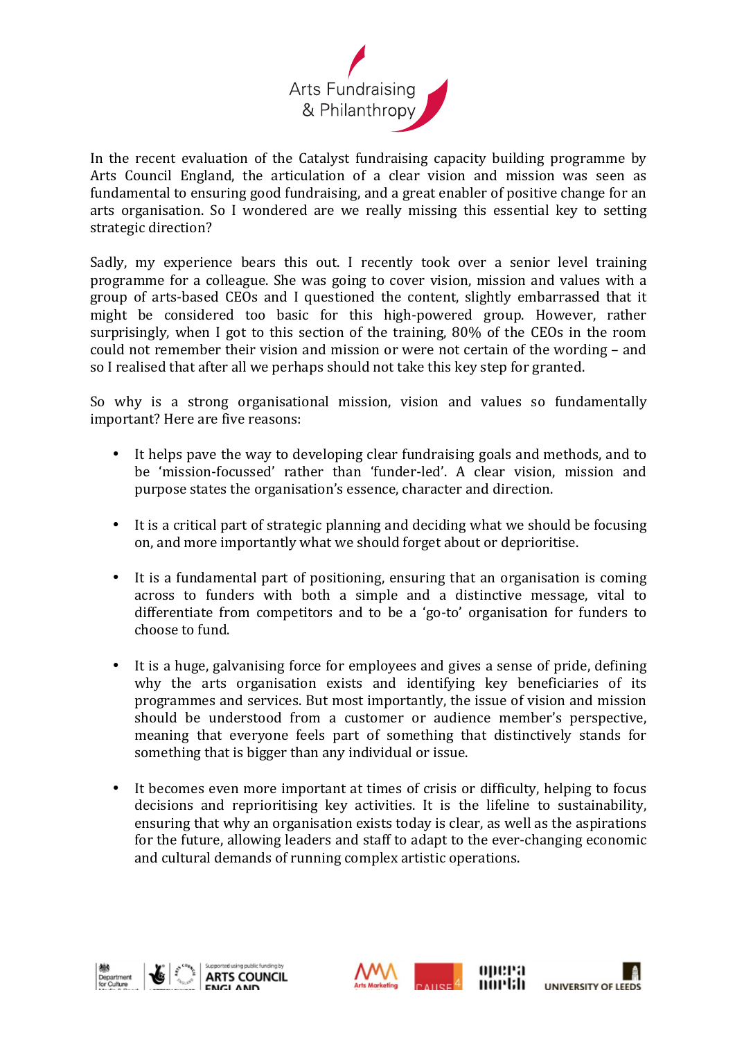In the recent evaluation of the Catalyst fundraising capacity building programme by Arts Council England, the articulation of a clear vision and mission was seen as fundamental to ensuring good fundraising, and a great enabler of positive change for an arts organisation. So I wondered are we really missing this essential key to setting strategic direction?

Sadly, my experience bears this out. I recently took over a senior level training programme for a colleague. She was going to cover vision, mission and values with a group of arts-based CEOs and I questioned the content, slightly embarrassed that it might be considered too basic for this high-powered group. However, rather surprisingly, when I got to this section of the training, 80% of the CEOs in the room could not remember their vision and mission or were not certain of the wording – and so I realised that after all we perhaps should not take this key step for granted.

So why is a strong organisational mission, vision and values so fundamentally important? Here are five reasons:

- It helps pave the way to developing clear fundraising goals and methods, and to be 'mission-focussed' rather than 'funder-led'. A clear vision, mission and purpose states the organisation's essence, character and direction.

- It is a critical part of strategic planning and deciding what we should be focusing on, and more importantly what we should forget about or deprioritise.

- It is a fundamental part of positioning, ensuring that an organisation is coming across to funders with both a simple and a distinctive message, vital to differentiate from competitors and to be a 'go-to' organisation for funders to choose to fund.

- It is a huge, galvanising force for employees and gives a sense of pride, defining why the arts organisation exists and identifying key beneficiaries of its programmes and services. But most importantly, the issue of vision and mission should be understood from a customer or audience member's perspective, meaning that everyone feels part of something that distinctively stands for something that is bigger than any individual or issue.

- It becomes even more important at times of crisis or difficulty, helping to focus decisions and reprioritising key activities. It is the lifeline to sustainability, ensuring that why an organisation exists today is clear, as well as the aspirations for the future, allowing leaders and staff to adapt to the ever-changing economic and cultural demands of running complex artistic operations.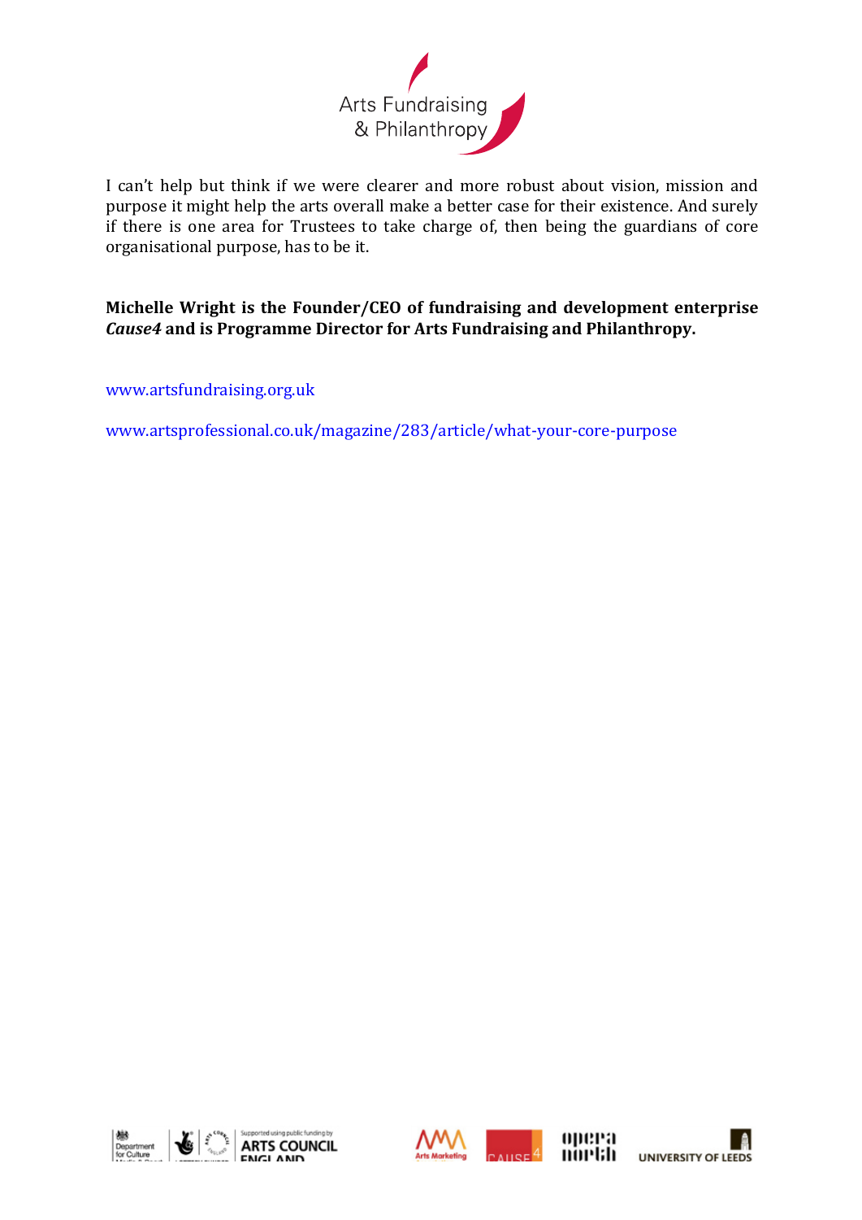I can't help but think if we were clearer and more robust about vision, mission and purpose it might help the arts overall make a better case for their existence. And surely if there is one area for Trustees to take charge of, then being the guardians of core organisational purpose, has to be it.

**Michelle Wright is the Founder/CEO of fundraising and development enterprise *Cause4* and is Programme Director for Arts Fundraising and Philanthropy.**

www.artsfundraising.org.uk

www.artsprofessional.co.uk/magazine/283/article/what-your-core-purpose